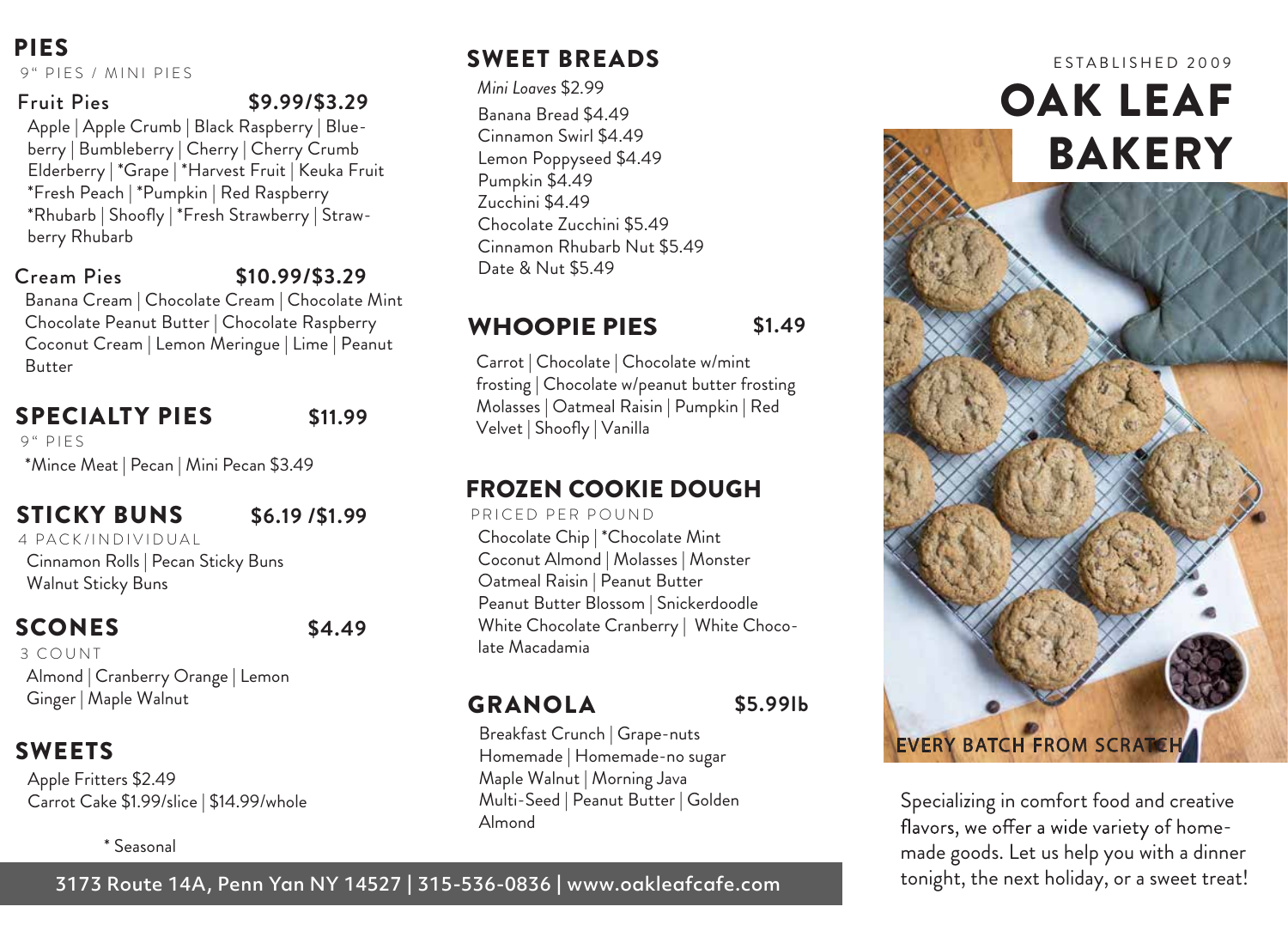## PIES

9" PIES / MINI PIES

### Fruit Pies $9.99/$3.29

Apple | Apple Crumb | Black Raspberry | Blueberry | Bumbleberry | Cherry | Cherry Crumb Elderberry | *Grape | *Harvest Fruit | Keuka Fruit *Fresh Peach | *Pumpkin | Red Raspberry *Rhubarb | Shoofly | *Fresh Strawberry | Strawberry Rhubarb

### Cream Pies $10.99/$3.29

Banana Cream | Chocolate Cream | Chocolate Mint Chocolate Peanut Butter | Chocolate Raspberry Coconut Cream | Lemon Meringue | Lime | Peanut Butter

## SPECIALTY PIES $11.99

9" PIES

*Mince Meat | Pecan | Mini Pecan $3.49

## STICKY BUNS $6.19 /$1.99

4 PACK/INDIVIDUAL

Cinnamon Rolls | Pecan Sticky Buns Walnut Sticky Buns

## SCONES $4.49

3 COUNT

Almond | Cranberry Orange | Lemon Ginger | Maple Walnut

## SWEETS

Apple Fritters $2.49
Carrot Cake $1.99/slice | $14.99/whole

\* Seasonal

## SWEET BREADS

*Mini Loaves* $2.99

Banana Bread $4.49
Cinnamon Swirl $4.49
Lemon Poppyseed $4.49
Pumpkin $4.49
Zucchini $4.49
Chocolate Zucchini $5.49
Cinnamon Rhubarb Nut $5.49
Date & Nut $5.49

## WHOOPIE PIES $1.49

Carrot | Chocolate | Chocolate w/mint frosting | Chocolate w/peanut butter frosting Molasses | Oatmeal Raisin | Pumpkin | Red Velvet | Shoofly | Vanilla

## FROZEN COOKIE DOUGH

PRICED PER POUND

Chocolate Chip | *Chocolate Mint Coconut Almond | Molasses | Monster Oatmeal Raisin | Peanut Butter Peanut Butter Blossom | Snickerdoodle White Chocolate Cranberry | White Chocolate Macadamia

## GRANOLA $5.99lb

Breakfast Crunch | Grape-nuts Homemade | Homemade-no sugar Maple Walnut | Morning Java Multi-Seed | Peanut Butter | Golden Almond

3173 Route 14A, Penn Yan NY 14527 | 315-536-0836 | www.oakleafcafe.com

ESTABLISHED 2009

# OAK LEAF BAKERY

EVERY BATCH FROM SCRATCH

Specializing in comfort food and creative flavors, we offer a wide variety of homemade goods. Let us help you with a dinner tonight, the next holiday, or a sweet treat!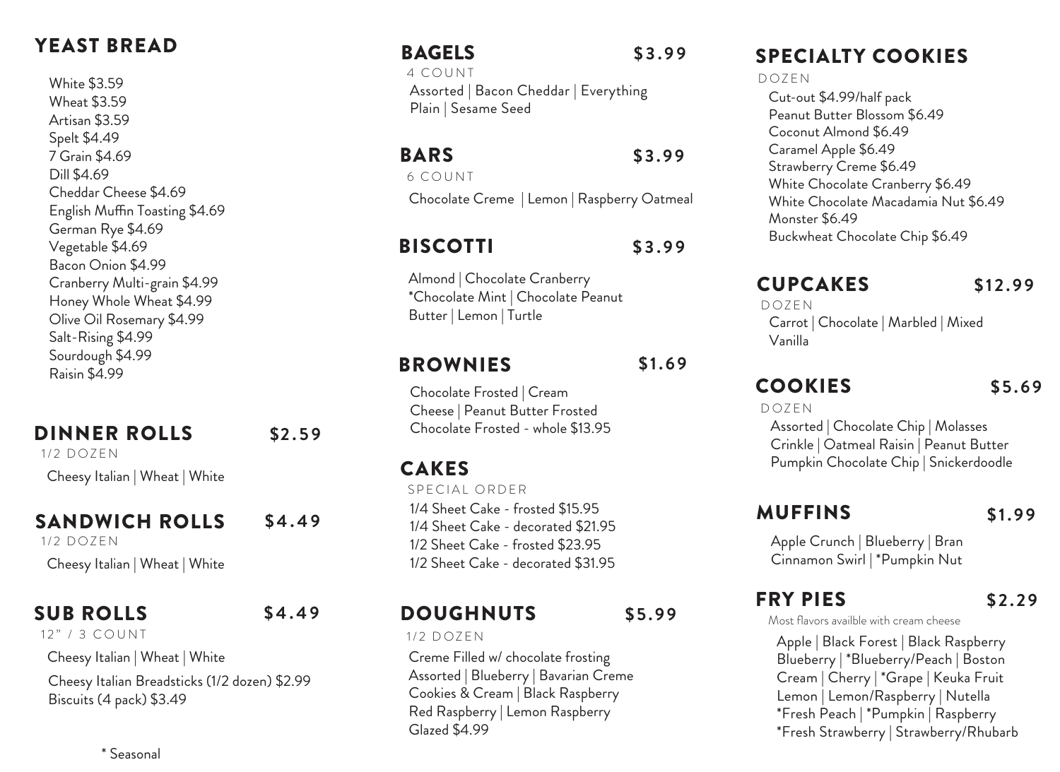## YEAST BREAD

White $3.59
Wheat $3.59
Artisan $3.59
Spelt $4.49
7 Grain $4.69
Dill $4.69
Cheddar Cheese $4.69
English Muffin Toasting $4.69
German Rye $4.69
Vegetable $4.69
Bacon Onion $4.99
Cranberry Multi-grain $4.99
Honey Whole Wheat $4.99
Olive Oil Rosemary $4.99
Salt-Rising $4.99
Sourdough $4.99
Raisin $4.99

## DINNER ROLLS $2.59

1/2 DOZEN

Cheesy Italian | Wheat | White

## SANDWICH ROLLS $4.49

1/2 DOZEN

Cheesy Italian | Wheat | White

## SUB ROLLS $4.49

12" / 3 COUNT

Cheesy Italian | Wheat | White

Cheesy Italian Breadsticks (1/2 dozen) $2.99
Biscuits (4 pack) $3.49

* Seasonal

## BAGELS $3.99

4 COUNT

Assorted | Bacon Cheddar | Everything
Plain | Sesame Seed

## BARS $3.99

6 COUNT

Chocolate Creme | Lemon | Raspberry Oatmeal

## BISCOTTI $3.99

Almond | Chocolate Cranberry
*Chocolate Mint | Chocolate Peanut Butter | Lemon | Turtle

## BROWNIES $1.69

Chocolate Frosted | Cream Cheese | Peanut Butter Frosted
Chocolate Frosted - whole $13.95

## CAKES

SPECIAL ORDER

1/4 Sheet Cake - frosted $15.95
1/4 Sheet Cake - decorated $21.95
1/2 Sheet Cake - frosted $23.95
1/2 Sheet Cake - decorated $31.95

## DOUGHNUTS $5.99

1/2 DOZEN

Creme Filled w/ chocolate frosting
Assorted | Blueberry | Bavarian Creme
Cookies & Cream | Black Raspberry
Red Raspberry | Lemon Raspberry
Glazed $4.99

## SPECIALTY COOKIES

DOZEN

Cut-out $4.99/half pack
Peanut Butter Blossom $6.49
Coconut Almond $6.49
Caramel Apple $6.49
Strawberry Creme $6.49
White Chocolate Cranberry $6.49
White Chocolate Macadamia Nut $6.49
Monster $6.49
Buckwheat Chocolate Chip $6.49

## CUPCAKES $12.99

DOZEN

Carrot | Chocolate | Marbled | Mixed
Vanilla

## COOKIES $5.69

DOZEN

Assorted | Chocolate Chip | Molasses
Crinkle | Oatmeal Raisin | Peanut Butter
Pumpkin Chocolate Chip | Snickerdoodle

## MUFFINS $1.99

Apple Crunch | Blueberry | Bran
Cinnamon Swirl | *Pumpkin Nut

## FRY PIES $2.29

Most flavors availble with cream cheese

Apple | Black Forest | Black Raspberry
Blueberry | *Blueberry/Peach | Boston Cream | Cherry | *Grape | Keuka Fruit
Lemon | Lemon/Raspberry | Nutella
*Fresh Peach | *Pumpkin | Raspberry
*Fresh Strawberry | Strawberry/Rhubarb